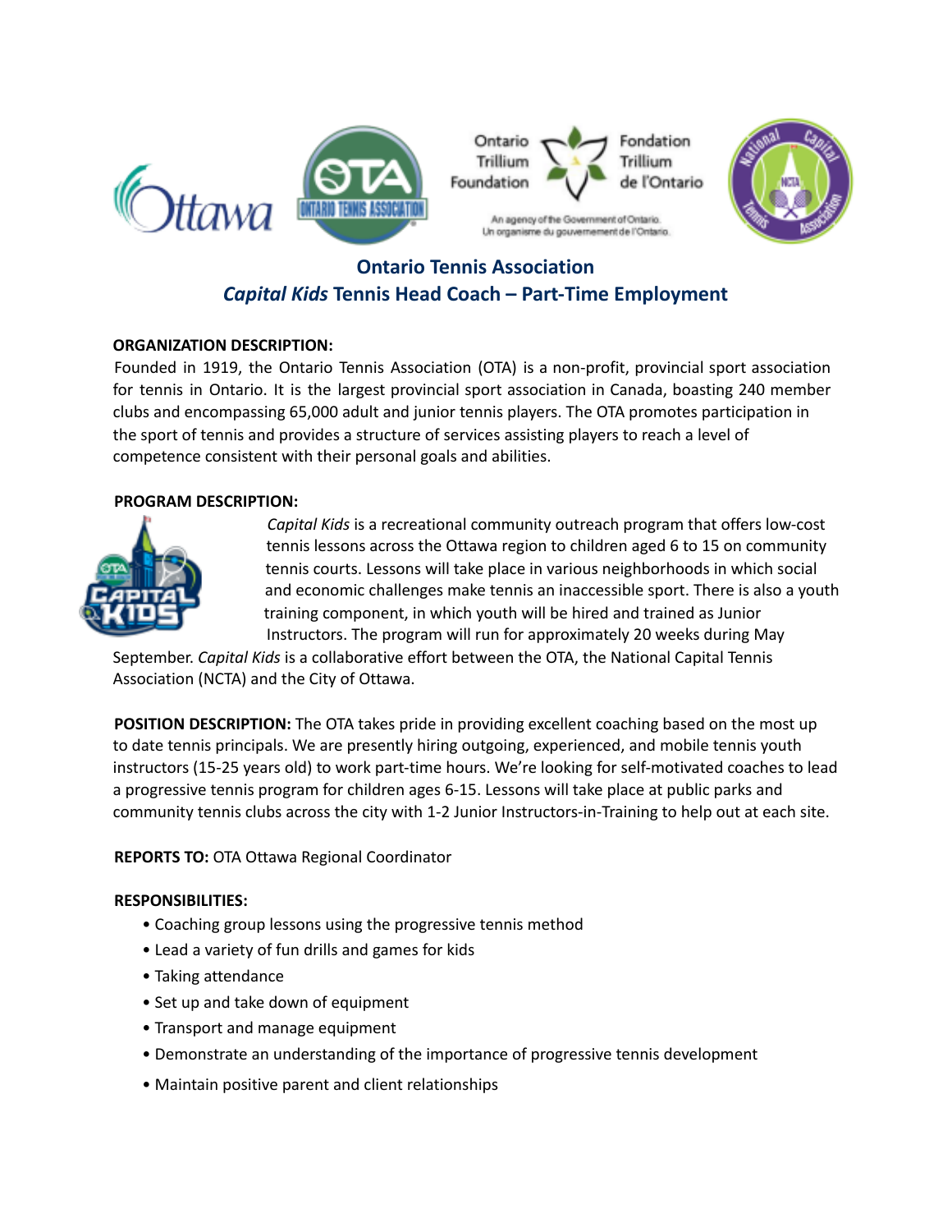# Ontario Tennis Association

## *Capital Kids* Tennis Head Coach – Part-Time Employment

**ORGANIZATION DESCRIPTION:**

Founded in 1919, the Ontario Tennis Association (OTA) is a non-profit, provincial sport association for tennis in Ontario. It is the largest provincial sport association in Canada, boasting 240 member clubs and encompassing 65,000 adult and junior tennis players. The OTA promotes participation in the sport of tennis and provides a structure of services assisting players to reach a level of competence consistent with their personal goals and abilities.

**PROGRAM DESCRIPTION:**

*Capital Kids* is a recreational community outreach program that offers low-cost tennis lessons across the Ottawa region to children aged 6 to 15 on community tennis courts. Lessons will take place in various neighborhoods in which social and economic challenges make tennis an inaccessible sport. There is also a youth training component, in which youth will be hired and trained as Junior Instructors. The program will run for approximately 20 weeks during May September. *Capital Kids* is a collaborative effort between the OTA, the National Capital Tennis Association (NCTA) and the City of Ottawa.

**POSITION DESCRIPTION:** The OTA takes pride in providing excellent coaching based on the most up to date tennis principals. We are presently hiring outgoing, experienced, and mobile tennis youth instructors (15-25 years old) to work part-time hours. We're looking for self-motivated coaches to lead a progressive tennis program for children ages 6-15. Lessons will take place at public parks and community tennis clubs across the city with 1-2 Junior Instructors-in-Training to help out at each site.

**REPORTS TO:** OTA Ottawa Regional Coordinator

**RESPONSIBILITIES:**

- Coaching group lessons using the progressive tennis method
- Lead a variety of fun drills and games for kids
- Taking attendance
- Set up and take down of equipment
- Transport and manage equipment
- Demonstrate an understanding of the importance of progressive tennis development
- Maintain positive parent and client relationships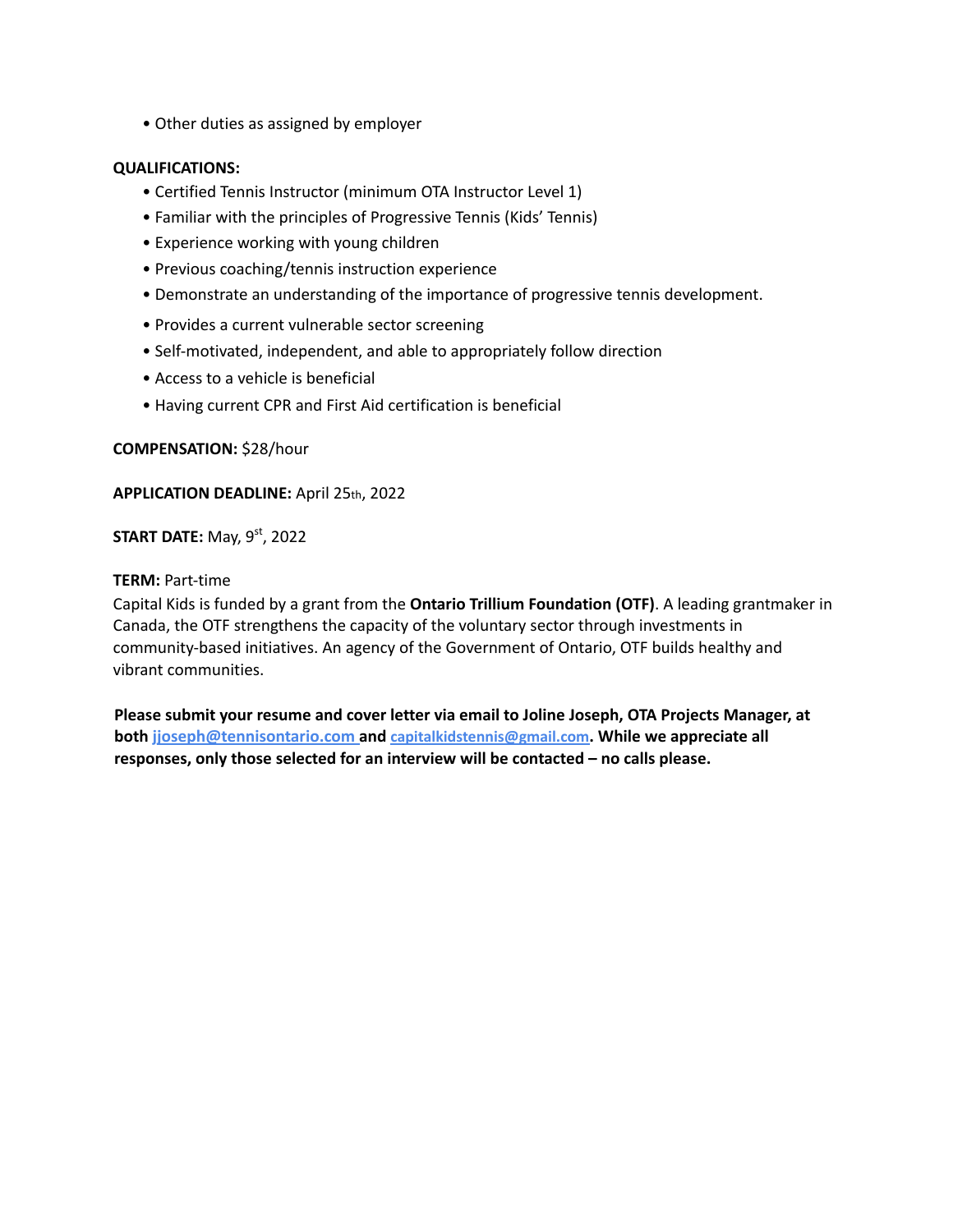- Other duties as assigned by employer

**QUALIFICATIONS:**

- Certified Tennis Instructor (minimum OTA Instructor Level 1)
- Familiar with the principles of Progressive Tennis (Kids' Tennis)
- Experience working with young children
- Previous coaching/tennis instruction experience
- Demonstrate an understanding of the importance of progressive tennis development.
- Provides a current vulnerable sector screening
- Self-motivated, independent, and able to appropriately follow direction
- Access to a vehicle is beneficial
- Having current CPR and First Aid certification is beneficial

**COMPENSATION:** $28/hour

**APPLICATION DEADLINE:** April 25th, 2022

**START DATE:** May, 9st, 2022

**TERM:** Part-time

Capital Kids is funded by a grant from the **Ontario Trillium Foundation (OTF)**. A leading grantmaker in Canada, the OTF strengthens the capacity of the voluntary sector through investments in community-based initiatives. An agency of the Government of Ontario, OTF builds healthy and vibrant communities.

**Please submit your resume and cover letter via email to Joline Joseph, OTA Projects Manager, at both jjoseph@tennisontario.com and capitalkidstennis@gmail.com. While we appreciate all responses, only those selected for an interview will be contacted – no calls please.**